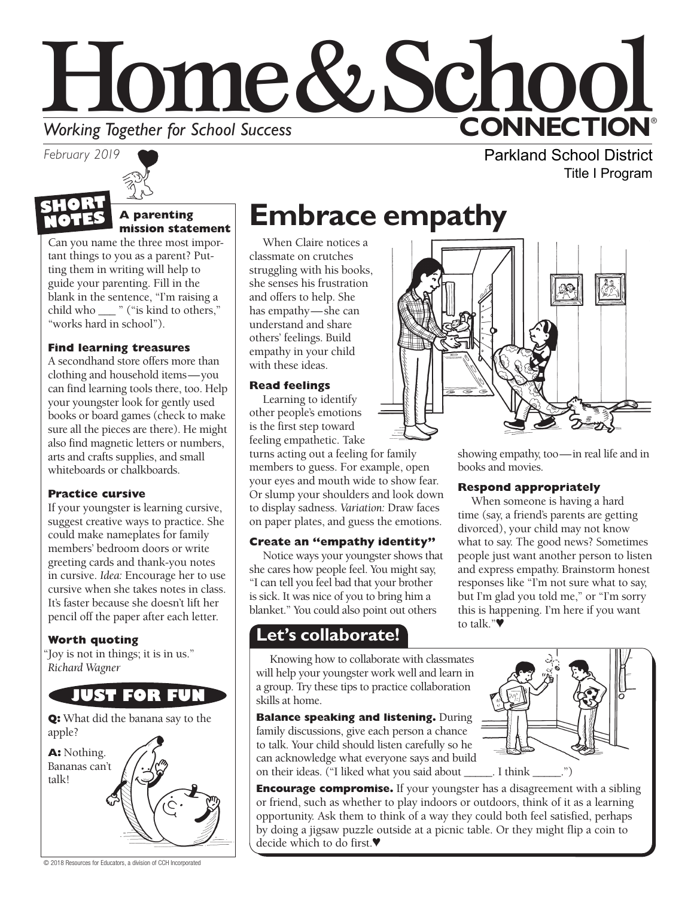# Home & School CONNECTION®

*Working Together for School Success*

*February 2019*

Parkland School District
Title I Program

## SHORT NOTES

**A parenting mission statement**

Can you name the three most important things to you as a parent? Putting them in writing will help to guide your parenting. Fill in the blank in the sentence, "I'm raising a child who ___ " ("is kind to others," "works hard in school").

**Find learning treasures**

A secondhand store offers more than clothing and household items—you can find learning tools there, too. Help your youngster look for gently used books or board games (check to make sure all the pieces are there). He might also find magnetic letters or numbers, arts and crafts supplies, and small whiteboards or chalkboards.

**Practice cursive**

If your youngster is learning cursive, suggest creative ways to practice. She could make nameplates for family members' bedroom doors or write greeting cards and thank-you notes in cursive. *Idea:* Encourage her to use cursive when she takes notes in class. It's faster because she doesn't lift her pencil off the paper after each letter.

**Worth quoting**

"Joy is not in things; it is in us." *Richard Wagner*

## JUST FOR FUN

**Q:** What did the banana say to the apple?

**A:** Nothing. Bananas can't talk!

# Embrace empathy

When Claire notices a classmate on crutches struggling with his books, she senses his frustration and offers to help. She has empathy—she can understand and share others' feelings. Build empathy in your child with these ideas.

### Read feelings

Learning to identify other people's emotions is the first step toward feeling empathetic. Take turns acting out a feeling for family members to guess. For example, open your eyes and mouth wide to show fear. Or slump your shoulders and look down to display sadness. *Variation:* Draw faces on paper plates, and guess the emotions.

### Create an "empathy identity"

Notice ways your youngster shows that she cares how people feel. You might say, "I can tell you feel bad that your brother is sick. It was nice of you to bring him a blanket." You could also point out others showing empathy, too—in real life and in books and movies.

### Respond appropriately

When someone is having a hard time (say, a friend's parents are getting divorced), your child may not know what to say. The good news? Sometimes people just want another person to listen and express empathy. Brainstorm honest responses like "I'm not sure what to say, but I'm glad you told me," or "I'm sorry this is happening. I'm here if you want to talk."♥

## Let's collaborate!

Knowing how to collaborate with classmates will help your youngster work well and learn in a group. Try these tips to practice collaboration skills at home.

**Balance speaking and listening.** During family discussions, give each person a chance to talk. Your child should listen carefully so he can acknowledge what everyone says and build on their ideas. ("I liked what you said about _____. I think _____.")

**Encourage compromise.** If your youngster has a disagreement with a sibling or friend, such as whether to play indoors or outdoors, think of it as a learning opportunity. Ask them to think of a way they could both feel satisfied, perhaps by doing a jigsaw puzzle outside at a picnic table. Or they might flip a coin to decide which to do first.♥

© 2018 Resources for Educators, a division of CCH Incorporated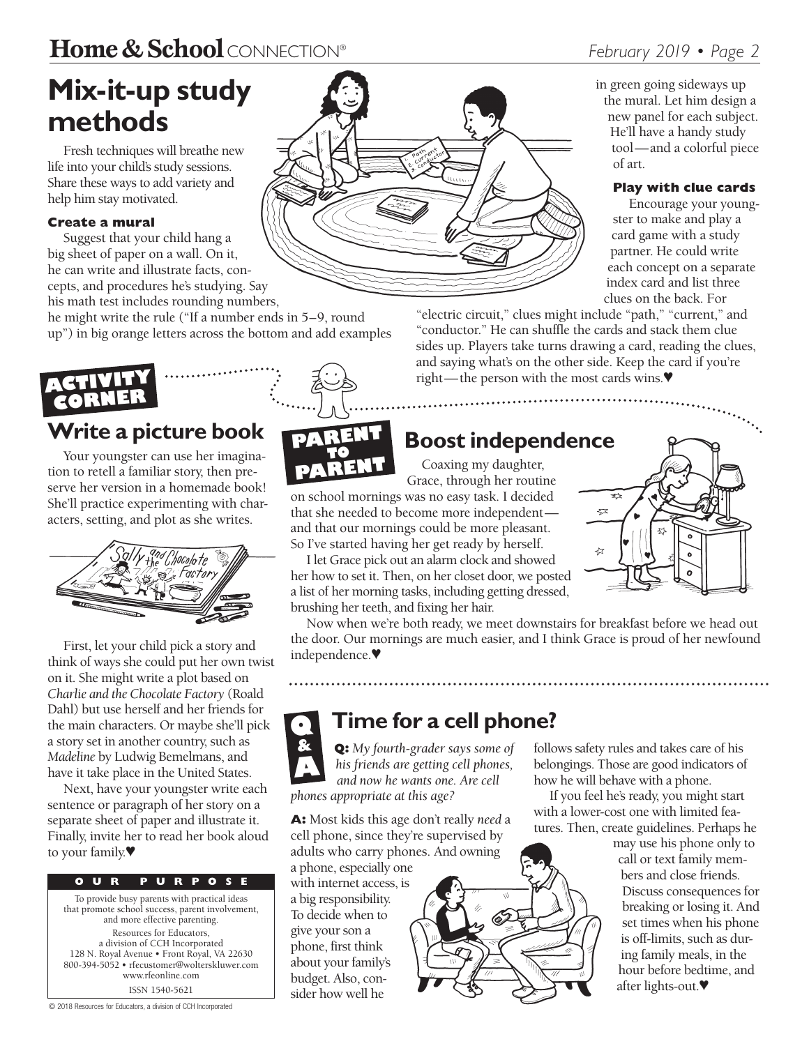# Mix-it-up study methods

Fresh techniques will breathe new life into your child's study sessions. Share these ways to add variety and help him stay motivated.

**Create a mural**

Suggest that your child hang a big sheet of paper on a wall. On it, he can write and illustrate facts, concepts, and procedures he's studying. Say his math test includes rounding numbers, he might write the rule ("If a number ends in 5–9, round up") in big orange letters across the bottom and add examples in green going sideways up the mural. Let him design a new panel for each subject. He'll have a handy study tool—and a colorful piece of art.

**Play with clue cards**

Encourage your youngster to make and play a card game with a study partner. He could write each concept on a separate index card and list three clues on the back. For "electric circuit," clues might include "path," "current," and "conductor." He can shuffle the cards and stack them clue sides up. Players take turns drawing a card, reading the clues, and saying what's on the other side. Keep the card if you're right—the person with the most cards wins.♥

## ACTIVITY CORNER

# Write a picture book

Your youngster can use her imagination to retell a familiar story, then preserve her version in a homemade book! She'll practice experimenting with characters, setting, and plot as she writes.

First, let your child pick a story and think of ways she could put her own twist on it. She might write a plot based on *Charlie and the Chocolate Factory* (Roald Dahl) but use herself and her friends for the main characters. Or maybe she'll pick a story set in another country, such as *Madeline* by Ludwig Bemelmans, and have it take place in the United States.

Next, have your youngster write each sentence or paragraph of her story on a separate sheet of paper and illustrate it. Finally, invite her to read her book aloud to your family.♥

## PARENT TO PARENT

# Boost independence

Coaxing my daughter, Grace, through her routine on school mornings was no easy task. I decided that she needed to become more independent—and that our mornings could be more pleasant. So I've started having her get ready by herself.

I let Grace pick out an alarm clock and showed her how to set it. Then, on her closet door, we posted a list of her morning tasks, including getting dressed, brushing her teeth, and fixing her hair.

Now when we're both ready, we meet downstairs for breakfast before we head out the door. Our mornings are much easier, and I think Grace is proud of her newfound independence.♥

## OUR PURPOSE

To provide busy parents with practical ideas that promote school success, parent involvement, and more effective parenting.

Resources for Educators, a division of CCH Incorporated
128 N. Royal Avenue • Front Royal, VA 22630
800-394-5052 • rfecustomer@wolterskluwer.com
www.rfeonline.com

ISSN 1540-5621

© 2018 Resources for Educators, a division of CCH Incorporated

## Q & A

# Time for a cell phone?

**Q:** *My fourth-grader says some of his friends are getting cell phones, and now he wants one. Are cell phones appropriate at this age?*

**A:** Most kids this age don't really *need* a cell phone, since they're supervised by adults who carry phones. And owning a phone, especially one with internet access, is a big responsibility. To decide when to give your son a phone, first think about your family's budget. Also, consider how well he follows safety rules and takes care of his belongings. Those are good indicators of how he will behave with a phone.

If you feel he's ready, you might start with a lower-cost one with limited features. Then, create guidelines. Perhaps he may use his phone only to call or text family members and close friends. Discuss consequences for breaking or losing it. And set times when his phone is off-limits, such as during family meals, in the hour before bedtime, and after lights-out.♥